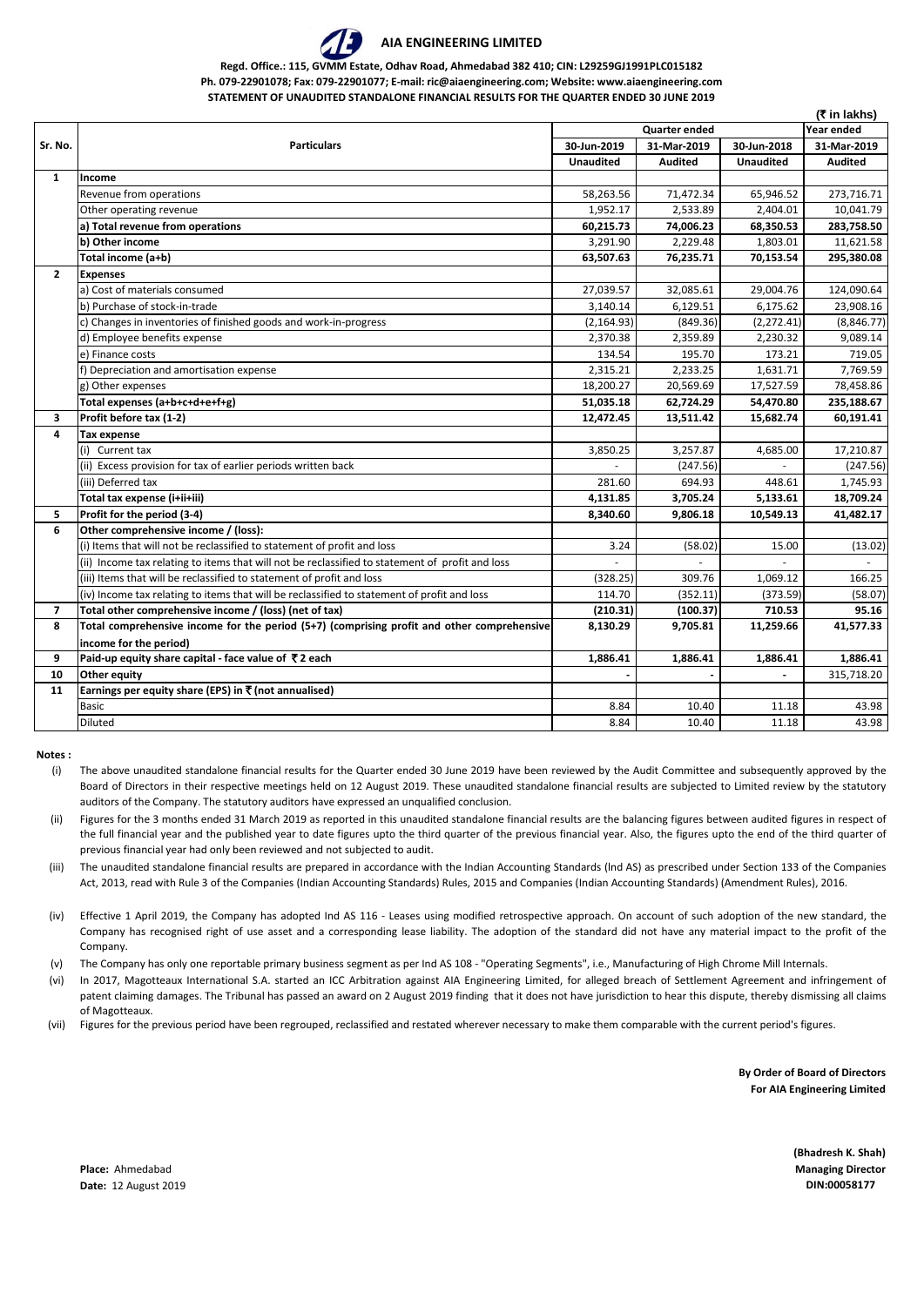# AIA ENGINEERING LIMITED

**Regd. Office.: 115, GVMM Estate, Odhav Road, Ahmedabad 382 410; CIN: L29259GJ1991PLC015182**
**Ph. 079-22901078; Fax: 079-22901077; E-mail: ric@aiaengineering.com; Website: www.aiaengineering.com**
**STATEMENT OF UNAUDITED STANDALONE FINANCIAL RESULTS FOR THE QUARTER ENDED 30 JUNE 2019**

(₹ in lakhs)

| Sr. No. | Particulars | Quarter ended | | | Year ended |
|---|---|---|---|---|---|
| | | 30-Jun-2019 | 31-Mar-2019 | 30-Jun-2018 | 31-Mar-2019 |
| | | Unaudited | Audited | Unaudited | Audited |
| 1 | **Income** | | | | |
| | Revenue from operations | 58,263.56 | 71,472.34 | 65,946.52 | 273,716.71 |
| | Other operating revenue | 1,952.17 | 2,533.89 | 2,404.01 | 10,041.79 |
| | **a) Total revenue from operations** | **60,215.73** | **74,006.23** | **68,350.53** | **283,758.50** |
| | **b) Other income** | 3,291.90 | 2,229.48 | 1,803.01 | 11,621.58 |
| | **Total income (a+b)** | **63,507.63** | **76,235.71** | **70,153.54** | **295,380.08** |
| 2 | **Expenses** | | | | |
| | a) Cost of materials consumed | 27,039.57 | 32,085.61 | 29,004.76 | 124,090.64 |
| | b) Purchase of stock-in-trade | 3,140.14 | 6,129.51 | 6,175.62 | 23,908.16 |
| | c) Changes in inventories of finished goods and work-in-progress | (2,164.93) | (849.36) | (2,272.41) | (8,846.77) |
| | d) Employee benefits expense | 2,370.38 | 2,359.89 | 2,230.32 | 9,089.14 |
| | e) Finance costs | 134.54 | 195.70 | 173.21 | 719.05 |
| | f) Depreciation and amortisation expense | 2,315.21 | 2,233.25 | 1,631.71 | 7,769.59 |
| | g) Other expenses | 18,200.27 | 20,569.69 | 17,527.59 | 78,458.86 |
| | **Total expenses (a+b+c+d+e+f+g)** | **51,035.18** | **62,724.29** | **54,470.80** | **235,188.67** |
| 3 | **Profit before tax (1-2)** | **12,472.45** | **13,511.42** | **15,682.74** | **60,191.41** |
| 4 | **Tax expense** | | | | |
| | (i) Current tax | 3,850.25 | 3,257.87 | 4,685.00 | 17,210.87 |
| | (ii) Excess provision for tax of earlier periods written back | - | (247.56) | - | (247.56) |
| | (iii) Deferred tax | 281.60 | 694.93 | 448.61 | 1,745.93 |
| | **Total tax expense (i+ii+iii)** | **4,131.85** | **3,705.24** | **5,133.61** | **18,709.24** |
| 5 | **Profit for the period (3-4)** | **8,340.60** | **9,806.18** | **10,549.13** | **41,482.17** |
| 6 | **Other comprehensive income / (loss):** | | | | |
| | (i) Items that will not be reclassified to statement of profit and loss | 3.24 | (58.02) | 15.00 | (13.02) |
| | (ii) Income tax relating to items that will not be reclassified to statement of profit and loss | - | - | - | - |
| | (iii) Items that will be reclassified to statement of profit and loss | (328.25) | 309.76 | 1,069.12 | 166.25 |
| | (iv) Income tax relating to items that will be reclassified to statement of profit and loss | 114.70 | (352.11) | (373.59) | (58.07) |
| 7 | **Total other comprehensive income / (loss) (net of tax)** | **(210.31)** | **(100.37)** | **710.53** | **95.16** |
| 8 | **Total comprehensive income for the period (5+7) (comprising profit and other comprehensive income for the period)** | **8,130.29** | **9,705.81** | **11,259.66** | **41,577.33** |
| 9 | **Paid-up equity share capital - face value of ₹ 2 each** | **1,886.41** | **1,886.41** | **1,886.41** | **1,886.41** |
| 10 | **Other equity** | **-** | **-** | **-** | 315,718.20 |
| 11 | **Earnings per equity share (EPS) in ₹ (not annualised)** | | | | |
| | Basic | 8.84 | 10.40 | 11.18 | 43.98 |
| | Diluted | 8.84 | 10.40 | 11.18 | 43.98 |

**Notes :**

(i) The above unaudited standalone financial results for the Quarter ended 30 June 2019 have been reviewed by the Audit Committee and subsequently approved by the Board of Directors in their respective meetings held on 12 August 2019. These unaudited standalone financial results are subjected to Limited review by the statutory auditors of the Company. The statutory auditors have expressed an unqualified conclusion.

(ii) Figures for the 3 months ended 31 March 2019 as reported in this unaudited standalone financial results are the balancing figures between audited figures in respect of the full financial year and the published year to date figures upto the third quarter of the previous financial year. Also, the figures upto the end of the third quarter of previous financial year had only been reviewed and not subjected to audit.

(iii) The unaudited standalone financial results are prepared in accordance with the Indian Accounting Standards (Ind AS) as prescribed under Section 133 of the Companies Act, 2013, read with Rule 3 of the Companies (Indian Accounting Standards) Rules, 2015 and Companies (Indian Accounting Standards) (Amendment Rules), 2016.

(iv) Effective 1 April 2019, the Company has adopted Ind AS 116 - Leases using modified retrospective approach. On account of such adoption of the new standard, the Company has recognised right of use asset and a corresponding lease liability. The adoption of the standard did not have any material impact to the profit of the Company.

(v) The Company has only one reportable primary business segment as per Ind AS 108 - "Operating Segments", i.e., Manufacturing of High Chrome Mill Internals.

(vi) In 2017, Magotteaux International S.A. started an ICC Arbitration against AIA Engineering Limited, for alleged breach of Settlement Agreement and infringement of patent claiming damages. The Tribunal has passed an award on 2 August 2019 finding that it does not have jurisdiction to hear this dispute, thereby dismissing all claims of Magotteaux.

(vii) Figures for the previous period have been regrouped, reclassified and restated wherever necessary to make them comparable with the current period's figures.

**By Order of Board of Directors**
**For AIA Engineering Limited**

**(Bhadresh K. Shah)**
**Managing Director**
**DIN:00058177**

**Place:** Ahmedabad
**Date:** 12 August 2019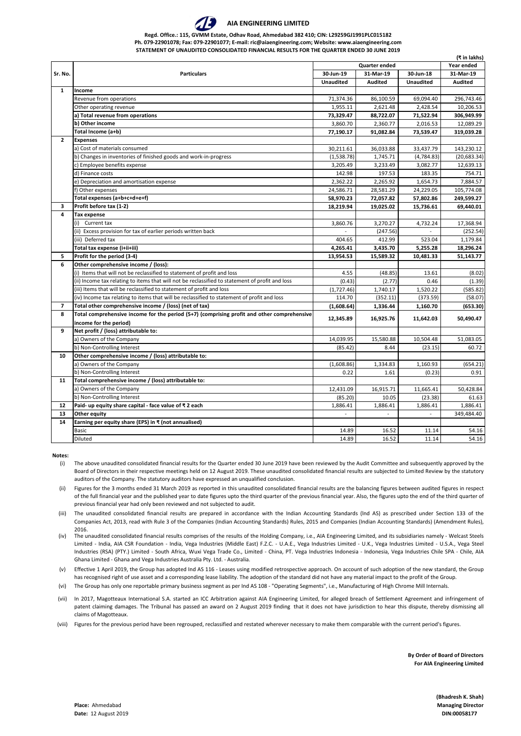# AIA ENGINEERING LIMITED

**Regd. Office.: 115, GVMM Estate, Odhav Road, Ahmedabad 382 410; CIN: L29259GJ1991PLC015182**
**Ph. 079-22901078; Fax: 079-22901077; E-mail: ric@aiaengineering.com; Website: www.aiaengineering.com**
**STATEMENT OF UNAUDITED CONSOLIDATED FINANCIAL RESULTS FOR THE QUARTER ENDED 30 JUNE 2019**

**(₹ in lakhs)**

| Sr. No. | Particulars | Quarter ended | | | Year ended |
|---|---|---|---|---|---|
| | | 30-Jun-19 | 31-Mar-19 | 30-Jun-18 | 31-Mar-19 |
| | | Unaudited | Audited | Unaudited | Audited |
| 1 | **Income** | | | | |
| | Revenue from operations | 71,374.36 | 86,100.59 | 69,094.40 | 296,743.46 |
| | Other operating revenue | 1,955.11 | 2,621.48 | 2,428.54 | 10,206.53 |
| | **a) Total revenue from operations** | **73,329.47** | **88,722.07** | **71,522.94** | **306,949.99** |
| | **b) Other income** | 3,860.70 | 2,360.77 | 2,016.53 | 12,089.29 |
| | **Total Income (a+b)** | **77,190.17** | **91,082.84** | **73,539.47** | **319,039.28** |
| 2 | **Expenses** | | | | |
| | a) Cost of materials consumed | 30,211.61 | 36,033.88 | 33,437.79 | 143,230.12 |
| | b) Changes in inventories of finished goods and work-in-progress | (1,538.78) | 1,745.71 | (4,784.83) | (20,683.34) |
| | c) Employee benefits expense | 3,205.49 | 3,233.49 | 3,082.77 | 12,639.13 |
| | d) Finance costs | 142.98 | 197.53 | 183.35 | 754.71 |
| | e) Depreciation and amortisation expense | 2,362.22 | 2,265.92 | 1,654.73 | 7,884.57 |
| | f) Other expenses | 24,586.71 | 28,581.29 | 24,229.05 | 105,774.08 |
| | **Total expenses (a+b+c+d+e+f)** | **58,970.23** | **72,057.82** | **57,802.86** | **249,599.27** |
| 3 | **Profit before tax (1-2)** | **18,219.94** | **19,025.02** | **15,736.61** | **69,440.01** |
| 4 | **Tax expense** | | | | |
| | (i) Current tax | 3,860.76 | 3,270.27 | 4,732.24 | 17,368.94 |
| | (ii) Excess provision for tax of earlier periods written back | - | (247.56) | - | (252.54) |
| | (iii) Deferred tax | 404.65 | 412.99 | 523.04 | 1,179.84 |
| | **Total tax expense (i+ii+iii)** | **4,265.41** | **3,435.70** | **5,255.28** | **18,296.24** |
| 5 | **Profit for the period (3-4)** | **13,954.53** | **15,589.32** | **10,481.33** | **51,143.77** |
| 6 | **Other comprehensive income / (loss):** | | | | |
| | (i) Items that will not be reclassified to statement of profit and loss | 4.55 | (48.85) | 13.61 | (8.02) |
| | (ii) Income tax relating to items that will not be reclassified to statement of profit and loss | (0.43) | (2.77) | 0.46 | (1.39) |
| | (iii) Items that will be reclassified to statement of profit and loss | (1,727.46) | 1,740.17 | 1,520.22 | (585.82) |
| | (iv) Income tax relating to items that will be reclassified to statement of profit and loss | 114.70 | (352.11) | (373.59) | (58.07) |
| 7 | **Total other comprehensive income / (loss) (net of tax)** | **(1,608.64)** | **1,336.44** | **1,160.70** | **(653.30)** |
| 8 | **Total comprehensive income for the period (5+7) (comprising profit and other comprehensive income for the period)** | **12,345.89** | **16,925.76** | **11,642.03** | **50,490.47** |
| 9 | **Net profit / (loss) attributable to:** | | | | |
| | a) Owners of the Company | 14,039.95 | 15,580.88 | 10,504.48 | 51,083.05 |
| | b) Non-Controlling Interest | (85.42) | 8.44 | (23.15) | 60.72 |
| 10 | **Other comprehensive income / (loss) attributable to:** | | | | |
| | a) Owners of the Company | (1,608.86) | 1,334.83 | 1,160.93 | (654.21) |
| | b) Non-Controlling Interest | 0.22 | 1.61 | (0.23) | 0.91 |
| 11 | **Total comprehensive income / (loss) attributable to:** | | | | |
| | a) Owners of the Company | 12,431.09 | 16,915.71 | 11,665.41 | 50,428.84 |
| | b) Non-Controlling Interest | (85.20) | 10.05 | (23.38) | 61.63 |
| 12 | **Paid- up equity share capital - face value of ₹ 2 each** | 1,886.41 | 1,886.41 | 1,886.41 | 1,886.41 |
| 13 | **Other equity** | - | - | - | 349,484.40 |
| 14 | **Earning per equity share (EPS) in ₹ (not annualised)** | | | | |
| | Basic | 14.89 | 16.52 | 11.14 | 54.16 |
| | Diluted | 14.89 | 16.52 | 11.14 | 54.16 |

**Notes:**

(i) The above unaudited consolidated financial results for the Quarter ended 30 June 2019 have been reviewed by the Audit Committee and subsequently approved by the Board of Directors in their respective meetings held on 12 August 2019. These unaudited consolidated financial results are subjected to Limited Review by the statutory auditors of the Company. The statutory auditors have expressed an unqualified conclusion.

(ii) Figures for the 3 months ended 31 March 2019 as reported in this unaudited consolidated financial results are the balancing figures between audited figures in respect of the full financial year and the published year to date figures upto the third quarter of the previous financial year. Also, the figures upto the end of the third quarter of previous financial year had only been reviewed and not subjected to audit.

(iii) The unaudited consolidated financial results are prepared in accordance with the Indian Accounting Standards (Ind AS) as prescribed under Section 133 of the Companies Act, 2013, read with Rule 3 of the Companies (Indian Accounting Standards) Rules, 2015 and Companies (Indian Accounting Standards) (Amendment Rules), 2016.

(iv) The unaudited consolidated financial results comprises of the results of the Holding Company, i.e., AIA Engineering Limited, and its subsidiaries namely - Welcast Steels Limited - India, AIA CSR Foundation - India, Vega Industries (Middle East) F.Z.C. - U.A.E., Vega Industries Limited - U.K., Vega Industries Limited - U.S.A., Vega Steel Industries (RSA) (PTY.) Limited - South Africa, Wuxi Vega Trade Co., Limited - China, PT. Vega Industries Indonesia - Indonesia, Vega Industries Chile SPA - Chile, AIA Ghana Limited - Ghana and Vega Industries Australia Pty. Ltd. - Australia.

(v) Effective 1 April 2019, the Group has adopted Ind AS 116 - Leases using modified retrospective approach. On account of such adoption of the new standard, the Group has recognised right of use asset and a corresponding lease liability. The adoption of the standard did not have any material impact to the profit of the Group.

(vi) The Group has only one reportable primary business segment as per Ind AS 108 - "Operating Segments", i.e., Manufacturing of High Chrome Mill Internals.

(vii) In 2017, Magotteaux International S.A. started an ICC Arbitration against AIA Engineering Limited, for alleged breach of Settlement Agreement and infringement of patent claiming damages. The Tribunal has passed an award on 2 August 2019 finding that it does not have jurisdiction to hear this dispute, thereby dismissing all claims of Magotteaux.

(viii) Figures for the previous period have been regrouped, reclassified and restated wherever necessary to make them comparable with the current period's figures.

**By Order of Board of Directors**
**For AIA Engineering Limited**

**(Bhadresh K. Shah)**
**Managing Director**
**DIN:00058177**

**Place:** Ahmedabad
**Date:** 12 August 2019